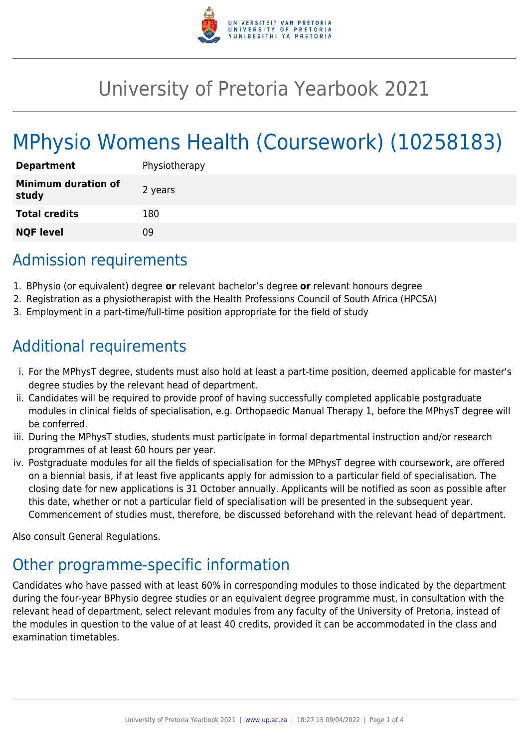# University of Pretoria Yearbook 2021

# MPhysio Womens Health (Coursework) (10258183)

| | |
|---|---|
| **Department** | Physiotherapy |
| **Minimum duration of study** | 2 years |
| **Total credits** | 180 |
| **NQF level** | 09 |

## Admission requirements

1. BPhysio (or equivalent) degree **or** relevant bachelor's degree **or** relevant honours degree
2. Registration as a physiotherapist with the Health Professions Council of South Africa (HPCSA)
3. Employment in a part-time/full-time position appropriate for the field of study

## Additional requirements

i. For the MPhysT degree, students must also hold at least a part-time position, deemed applicable for master's degree studies by the relevant head of department.
ii. Candidates will be required to provide proof of having successfully completed applicable postgraduate modules in clinical fields of specialisation, e.g. Orthopaedic Manual Therapy 1, before the MPhysT degree will be conferred.
iii. During the MPhysT studies, students must participate in formal departmental instruction and/or research programmes of at least 60 hours per year.
iv. Postgraduate modules for all the fields of specialisation for the MPhysT degree with coursework, are offered on a biennial basis, if at least five applicants apply for admission to a particular field of specialisation. The closing date for new applications is 31 October annually. Applicants will be notified as soon as possible after this date, whether or not a particular field of specialisation will be presented in the subsequent year. Commencement of studies must, therefore, be discussed beforehand with the relevant head of department.

Also consult General Regulations.

## Other programme-specific information

Candidates who have passed with at least 60% in corresponding modules to those indicated by the department during the four-year BPhysio degree studies or an equivalent degree programme must, in consultation with the relevant head of department, select relevant modules from any faculty of the University of Pretoria, instead of the modules in question to the value of at least 40 credits, provided it can be accommodated in the class and examination timetables.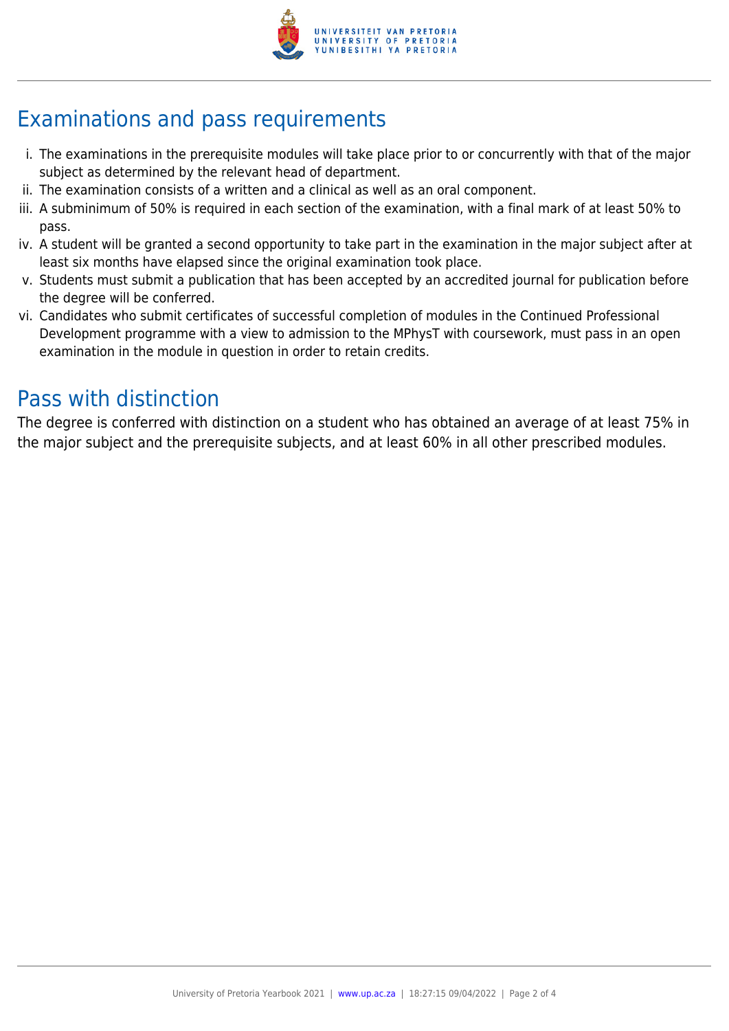## Examinations and pass requirements

i. The examinations in the prerequisite modules will take place prior to or concurrently with that of the major subject as determined by the relevant head of department.
ii. The examination consists of a written and a clinical as well as an oral component.
iii. A subminimum of 50% is required in each section of the examination, with a final mark of at least 50% to pass.
iv. A student will be granted a second opportunity to take part in the examination in the major subject after at least six months have elapsed since the original examination took place.
v. Students must submit a publication that has been accepted by an accredited journal for publication before the degree will be conferred.
vi. Candidates who submit certificates of successful completion of modules in the Continued Professional Development programme with a view to admission to the MPhysT with coursework, must pass in an open examination in the module in question in order to retain credits.

## Pass with distinction

The degree is conferred with distinction on a student who has obtained an average of at least 75% in the major subject and the prerequisite subjects, and at least 60% in all other prescribed modules.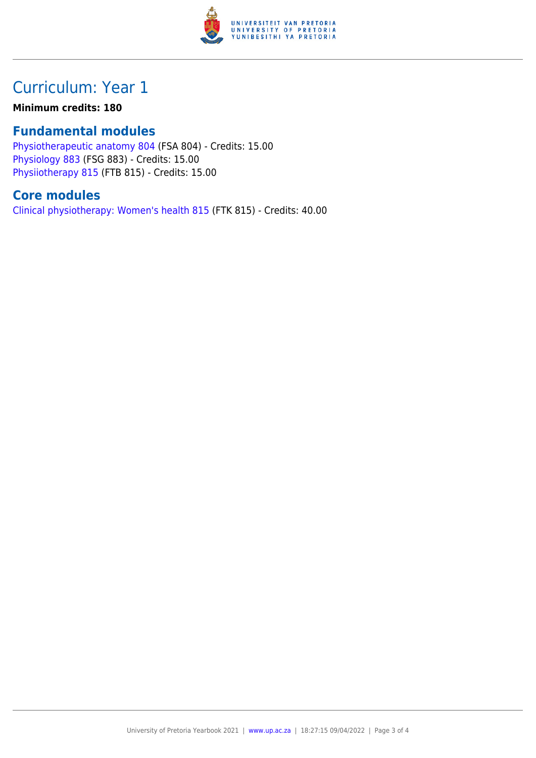# Curriculum: Year 1

**Minimum credits: 180**

## Fundamental modules

Physiotherapeutic anatomy 804 (FSA 804) - Credits: 15.00
Physiology 883 (FSG 883) - Credits: 15.00
Physiiotherapy 815 (FTB 815) - Credits: 15.00

## Core modules

Clinical physiotherapy: Women's health 815 (FTK 815) - Credits: 40.00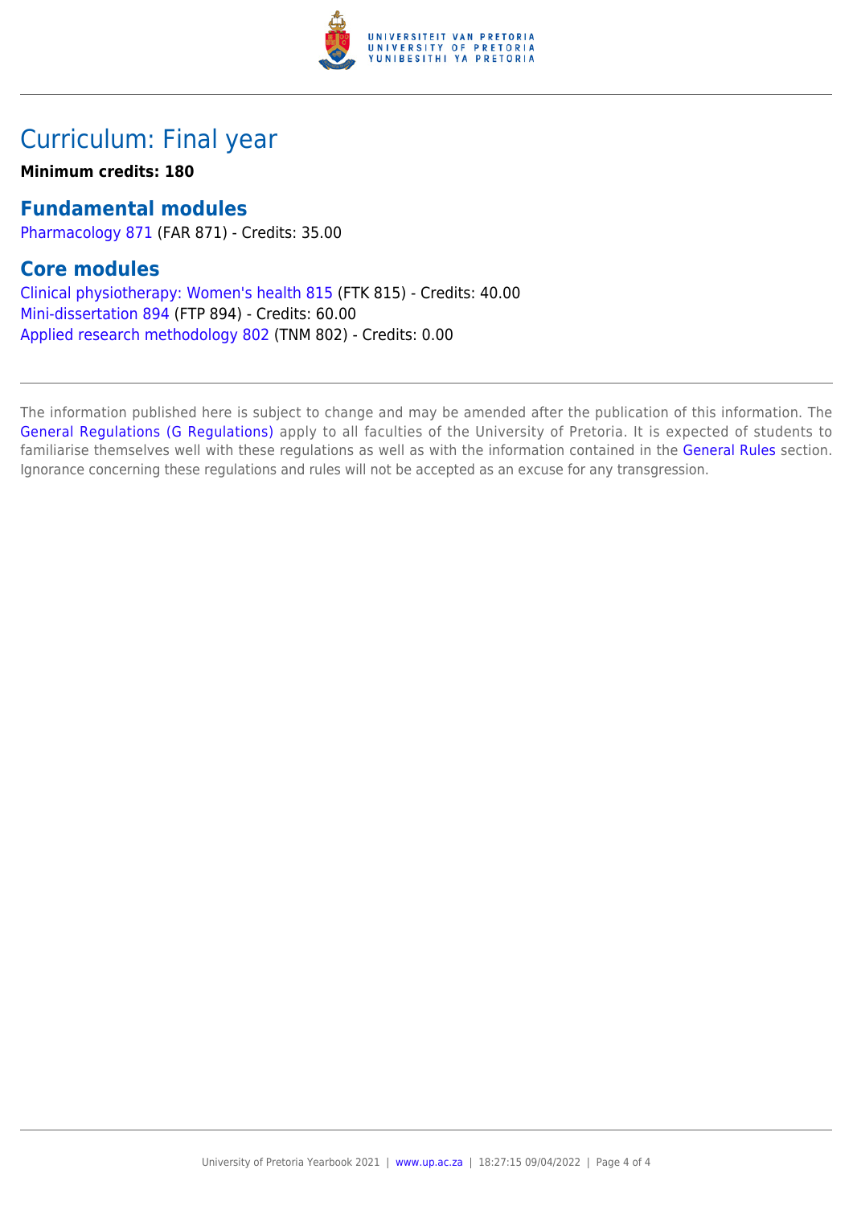# Curriculum: Final year

**Minimum credits: 180**

## Fundamental modules

Pharmacology 871 (FAR 871) - Credits: 35.00

## Core modules

Clinical physiotherapy: Women's health 815 (FTK 815) - Credits: 40.00
Mini-dissertation 894 (FTP 894) - Credits: 60.00
Applied research methodology 802 (TNM 802) - Credits: 0.00

The information published here is subject to change and may be amended after the publication of this information. The General Regulations (G Regulations) apply to all faculties of the University of Pretoria. It is expected of students to familiarise themselves well with these regulations as well as with the information contained in the General Rules section. Ignorance concerning these regulations and rules will not be accepted as an excuse for any transgression.